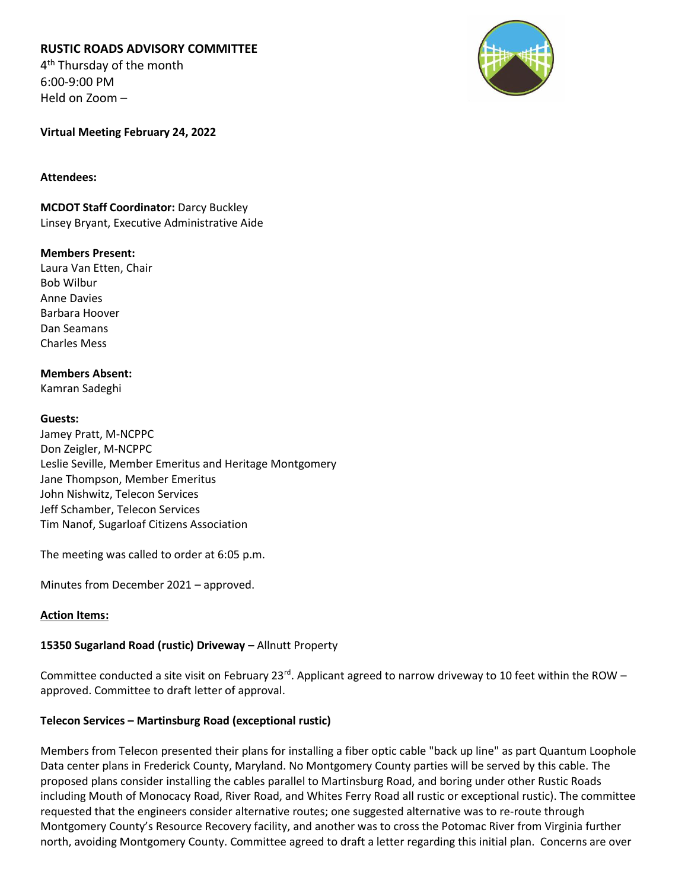**RUSTIC ROADS ADVISORY COMMITTEE**
4th Thursday of the month
6:00-9:00 PM
Held on Zoom –

**Virtual Meeting February 24, 2022**

**Attendees:**

**MCDOT Staff Coordinator:** Darcy Buckley
Linsey Bryant, Executive Administrative Aide

**Members Present:**
Laura Van Etten, Chair
Bob Wilbur
Anne Davies
Barbara Hoover
Dan Seamans
Charles Mess

**Members Absent:**
Kamran Sadeghi

**Guests:**
Jamey Pratt, M-NCPPC
Don Zeigler, M-NCPPC
Leslie Seville, Member Emeritus and Heritage Montgomery
Jane Thompson, Member Emeritus
John Nishwitz, Telecon Services
Jeff Schamber, Telecon Services
Tim Nanof, Sugarloaf Citizens Association

The meeting was called to order at 6:05 p.m.

Minutes from December 2021 – approved.

**Action Items:**

**15350 Sugarland Road (rustic) Driveway –** Allnutt Property

Committee conducted a site visit on February 23rd. Applicant agreed to narrow driveway to 10 feet within the ROW – approved. Committee to draft letter of approval.

**Telecon Services – Martinsburg Road (exceptional rustic)**

Members from Telecon presented their plans for installing a fiber optic cable "back up line" as part Quantum Loophole Data center plans in Frederick County, Maryland. No Montgomery County parties will be served by this cable. The proposed plans consider installing the cables parallel to Martinsburg Road, and boring under other Rustic Roads including Mouth of Monocacy Road, River Road, and Whites Ferry Road all rustic or exceptional rustic). The committee requested that the engineers consider alternative routes; one suggested alternative was to re-route through Montgomery County's Resource Recovery facility, and another was to cross the Potomac River from Virginia further north, avoiding Montgomery County. Committee agreed to draft a letter regarding this initial plan. Concerns are over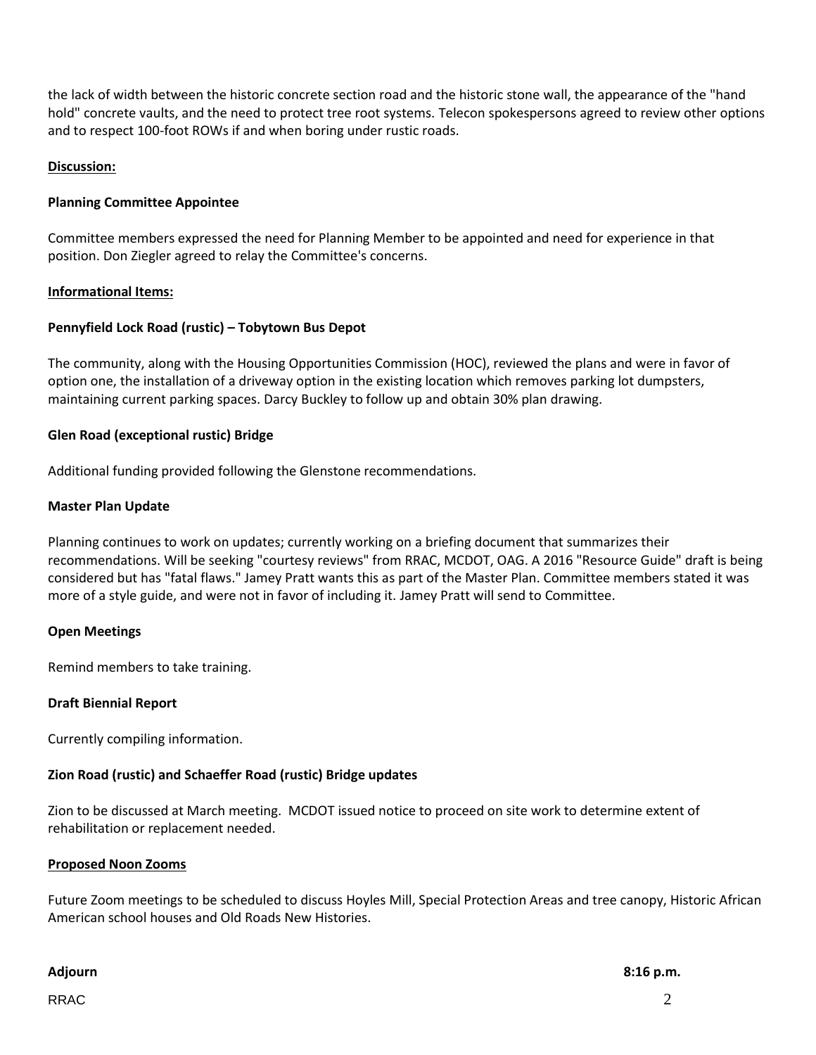the lack of width between the historic concrete section road and the historic stone wall, the appearance of the "hand hold" concrete vaults, and the need to protect tree root systems. Telecon spokespersons agreed to review other options and to respect 100-foot ROWs if and when boring under rustic roads.

**Discussion:**

**Planning Committee Appointee**

Committee members expressed the need for Planning Member to be appointed and need for experience in that position. Don Ziegler agreed to relay the Committee's concerns.

**Informational Items:**

**Pennyfield Lock Road (rustic) – Tobytown Bus Depot**

The community, along with the Housing Opportunities Commission (HOC), reviewed the plans and were in favor of option one, the installation of a driveway option in the existing location which removes parking lot dumpsters, maintaining current parking spaces. Darcy Buckley to follow up and obtain 30% plan drawing.

**Glen Road (exceptional rustic) Bridge**

Additional funding provided following the Glenstone recommendations.

**Master Plan Update**

Planning continues to work on updates; currently working on a briefing document that summarizes their recommendations. Will be seeking "courtesy reviews" from RRAC, MCDOT, OAG. A 2016 "Resource Guide" draft is being considered but has "fatal flaws." Jamey Pratt wants this as part of the Master Plan. Committee members stated it was more of a style guide, and were not in favor of including it. Jamey Pratt will send to Committee.

**Open Meetings**

Remind members to take training.

**Draft Biennial Report**

Currently compiling information.

**Zion Road (rustic) and Schaeffer Road (rustic) Bridge updates**

Zion to be discussed at March meeting. MCDOT issued notice to proceed on site work to determine extent of rehabilitation or replacement needed.

**Proposed Noon Zooms**

Future Zoom meetings to be scheduled to discuss Hoyles Mill, Special Protection Areas and tree canopy, Historic African American school houses and Old Roads New Histories.

**Adjourn** **8:16 p.m.**